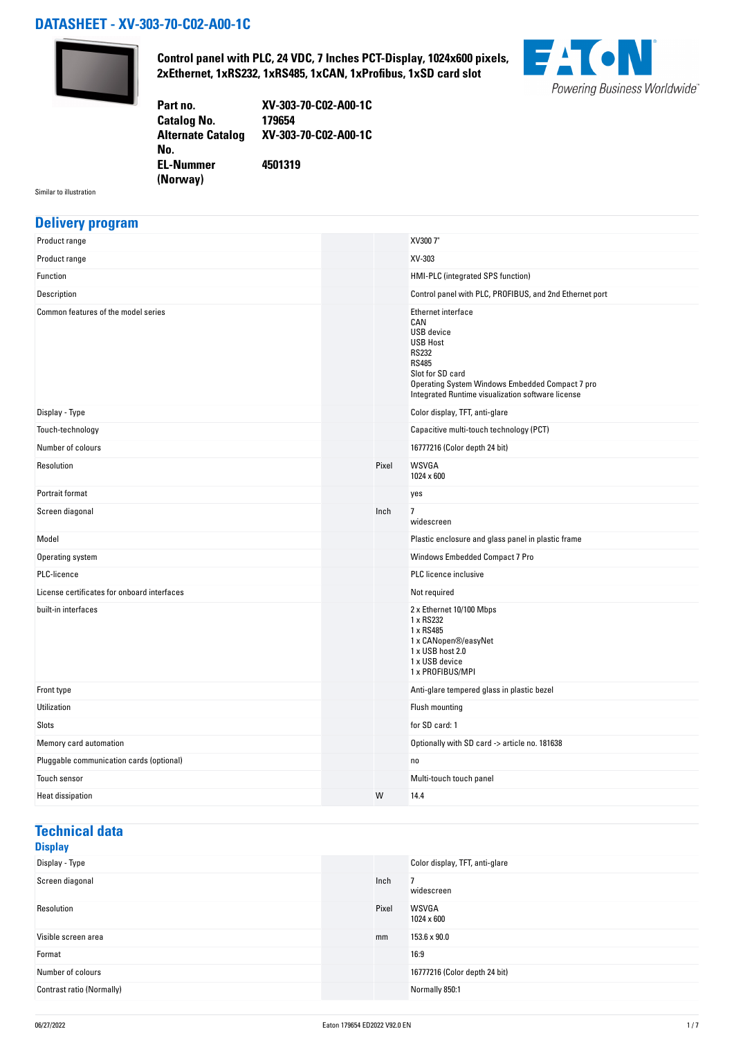# DATASHEET - XV-303-70-C02-A00-1C

**Control panel with PLC, 24 VDC, 7 Inches PCT-Display, 1024x600 pixels, 2xEthernet, 1xRS232, 1xRS485, 1xCAN, 1xProfibus, 1xSD card slot**

| | |
|---|---|
| **Part no.** | **XV-303-70-C02-A00-1C** |
| **Catalog No.** | **179654** |
| **Alternate Catalog No.** | **XV-303-70-C02-A00-1C** |
| **EL-Nummer (Norway)** | **4501319** |

Similar to illustration

## Delivery program

| | | |
|---|---|---|
| Product range | | XV300 7" |
| Product range | | XV-303 |
| Function | | HMI-PLC (integrated SPS function) |
| Description | | Control panel with PLC, PROFIBUS, and 2nd Ethernet port |
| Common features of the model series | | Ethernet interface<br>CAN<br>USB device<br>USB Host<br>RS232<br>RS485<br>Slot for SD card<br>Operating System Windows Embedded Compact 7 pro<br>Integrated Runtime visualization software license |
| Display - Type | | Color display, TFT, anti-glare |
| Touch-technology | | Capacitive multi-touch technology (PCT) |
| Number of colours | | 16777216 (Color depth 24 bit) |
| Resolution | Pixel | WSVGA<br>1024 x 600 |
| Portrait format | | yes |
| Screen diagonal | Inch | 7<br>widescreen |
| Model | | Plastic enclosure and glass panel in plastic frame |
| Operating system | | Windows Embedded Compact 7 Pro |
| PLC-licence | | PLC licence inclusive |
| License certificates for onboard interfaces | | Not required |
| built-in interfaces | | 2 x Ethernet 10/100 Mbps<br>1 x RS232<br>1 x RS485<br>1 x CANopen®/easyNet<br>1 x USB host 2.0<br>1 x USB device<br>1 x PROFIBUS/MPI |
| Front type | | Anti-glare tempered glass in plastic bezel |
| Utilization | | Flush mounting |
| Slots | | for SD card: 1 |
| Memory card automation | | Optionally with SD card -> article no. 181638 |
| Pluggable communication cards (optional) | | no |
| Touch sensor | | Multi-touch touch panel |
| Heat dissipation | W | 14.4 |

## Technical data

### Display

| | | |
|---|---|---|
| Display - Type | | Color display, TFT, anti-glare |
| Screen diagonal | Inch | 7<br>widescreen |
| Resolution | Pixel | WSVGA<br>1024 x 600 |
| Visible screen area | mm | 153.6 x 90.0 |
| Format | | 16:9 |
| Number of colours | | 16777216 (Color depth 24 bit) |
| Contrast ratio (Normally) | | Normally 850:1 |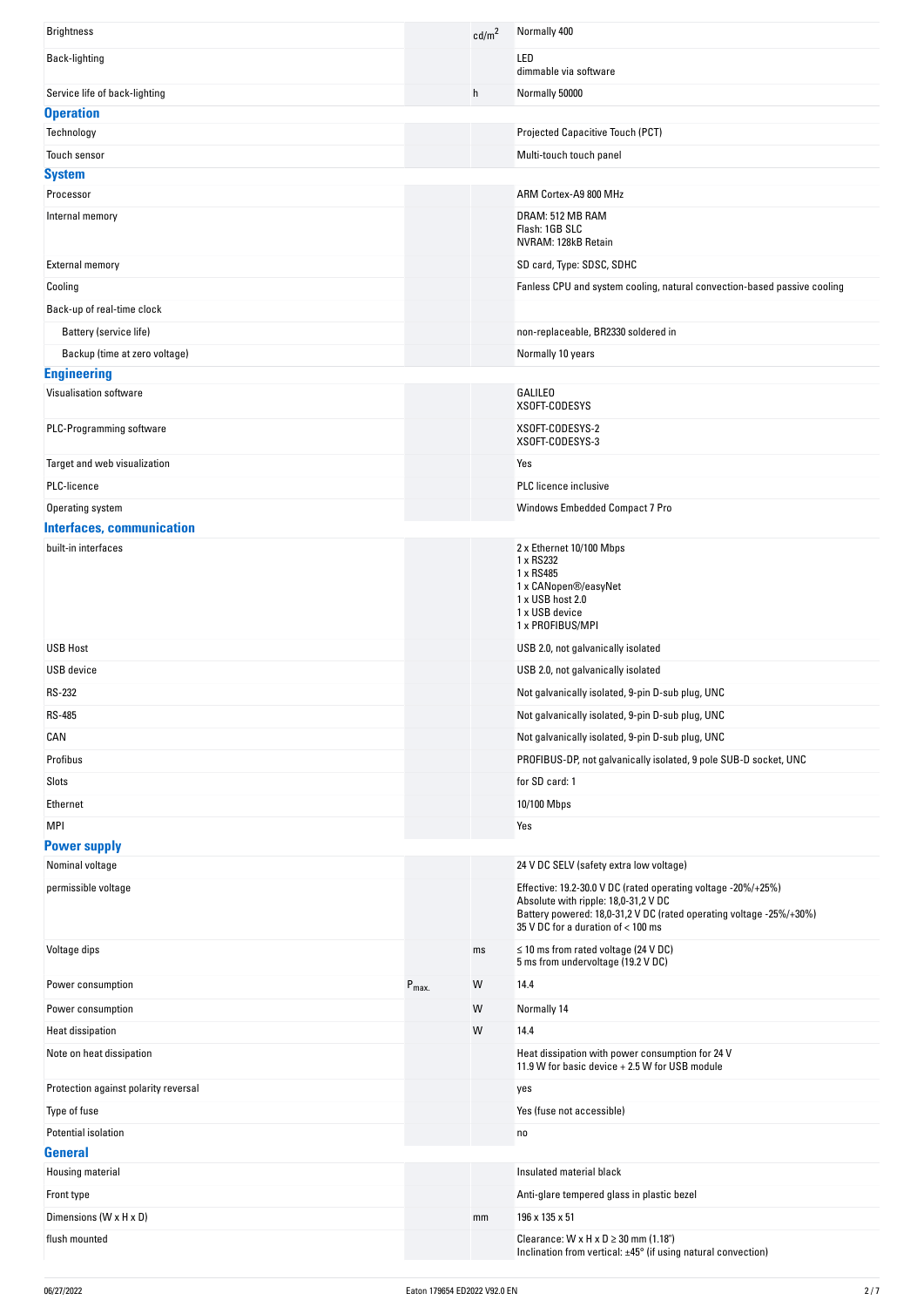| | | | |
|---|---|---|---|
| Brightness | | cd/m² | Normally 400 |
| Back-lighting | | | LED<br>dimmable via software |
| Service life of back-lighting | | h | Normally 50000 |

## Operation

| | | | |
|---|---|---|---|
| Technology | | | Projected Capacitive Touch (PCT) |
| Touch sensor | | | Multi-touch touch panel |

## System

| | | | |
|---|---|---|---|
| Processor | | | ARM Cortex-A9 800 MHz |
| Internal memory | | | DRAM: 512 MB RAM<br>Flash: 1GB SLC<br>NVRAM: 128kB Retain |
| External memory | | | SD card, Type: SDSC, SDHC |
| Cooling | | | Fanless CPU and system cooling, natural convection-based passive cooling |
| Back-up of real-time clock | | | |
| Battery (service life) | | | non-replaceable, BR2330 soldered in |
| Backup (time at zero voltage) | | | Normally 10 years |

## Engineering

| | | | |
|---|---|---|---|
| Visualisation software | | | GALILEO<br>XSOFT-CODESYS |
| PLC-Programming software | | | XSOFT-CODESYS-2<br>XSOFT-CODESYS-3 |
| Target and web visualization | | | Yes |
| PLC-licence | | | PLC licence inclusive |
| Operating system | | | Windows Embedded Compact 7 Pro |

## Interfaces, communication

| | | | |
|---|---|---|---|
| built-in interfaces | | | 2 x Ethernet 10/100 Mbps<br>1 x RS232<br>1 x RS485<br>1 x CANopen®/easyNet<br>1 x USB host 2.0<br>1 x USB device<br>1 x PROFIBUS/MPI |
| USB Host | | | USB 2.0, not galvanically isolated |
| USB device | | | USB 2.0, not galvanically isolated |
| RS-232 | | | Not galvanically isolated, 9-pin D-sub plug, UNC |
| RS-485 | | | Not galvanically isolated, 9-pin D-sub plug, UNC |
| CAN | | | Not galvanically isolated, 9-pin D-sub plug, UNC |
| Profibus | | | PROFIBUS-DP, not galvanically isolated, 9 pole SUB-D socket, UNC |
| Slots | | | for SD card: 1 |
| Ethernet | | | 10/100 Mbps |
| MPI | | | Yes |

## Power supply

| | | | |
|---|---|---|---|
| Nominal voltage | | | 24 V DC SELV (safety extra low voltage) |
| permissible voltage | | | Effective: 19.2-30.0 V DC (rated operating voltage -20%/+25%)<br>Absolute with ripple: 18,0-31,2 V DC<br>Battery powered: 18,0-31,2 V DC (rated operating voltage -25%/+30%)<br>35 V DC for a duration of < 100 ms |
| Voltage dips | | ms | ≤ 10 ms from rated voltage (24 V DC)<br>5 ms from undervoltage (19.2 V DC) |
| Power consumption | $P_{max.}$ | W | 14.4 |
| Power consumption | | W | Normally 14 |
| Heat dissipation | | W | 14.4 |
| Note on heat dissipation | | | Heat dissipation with power consumption for 24 V<br>11.9 W for basic device + 2.5 W for USB module |
| Protection against polarity reversal | | | yes |
| Type of fuse | | | Yes (fuse not accessible) |
| Potential isolation | | | no |

## General

| | | | |
|---|---|---|---|
| Housing material | | | Insulated material black |
| Front type | | | Anti-glare tempered glass in plastic bezel |
| Dimensions (W x H x D) | | mm | 196 x 135 x 51 |
| flush mounted | | | Clearance: W x H x D ≥ 30 mm (1.18")<br>Inclination from vertical: ±45° (if using natural convection) |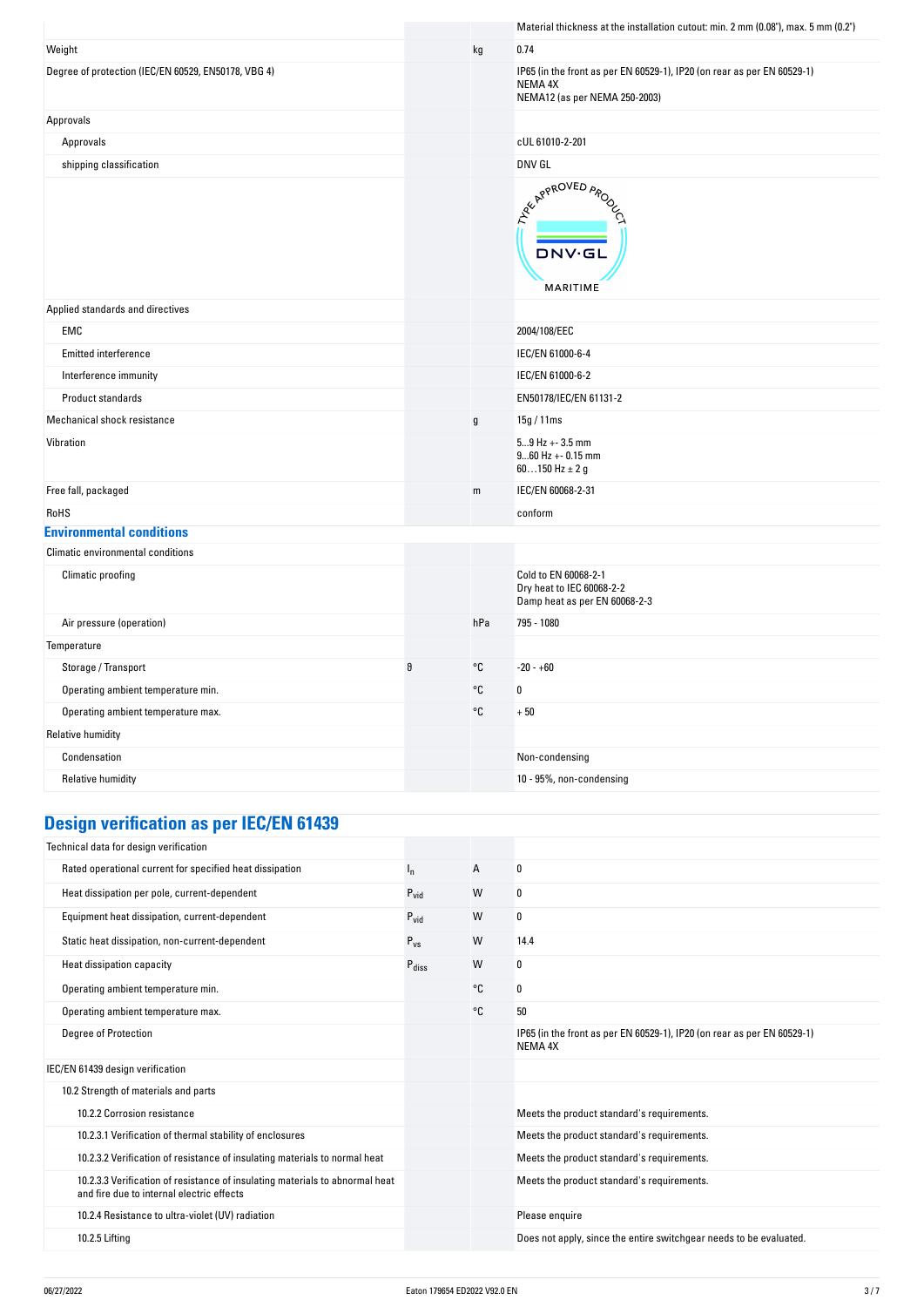| | | | |
|---|---|---|---|
| | | | Material thickness at the installation cutout: min. 2 mm (0.08"), max. 5 mm (0.2") |
| Weight | | kg | 0.74 |
| Degree of protection (IEC/EN 60529, EN50178, VBG 4) | | | IP65 (in the front as per EN 60529-1), IP20 (on rear as per EN 60529-1)<br>NEMA 4X<br>NEMA12 (as per NEMA 250-2003) |
| Approvals | | | |
| Approvals | | | cUL 61010-2-201 |
| shipping classification | | | DNV GL |
| | | | TYPE APPROVED PRODUCT DNV·GL MARITIME |
| Applied standards and directives | | | |
| EMC | | | 2004/108/EEC |
| Emitted interference | | | IEC/EN 61000-6-4 |
| Interference immunity | | | IEC/EN 61000-6-2 |
| Product standards | | | EN50178/IEC/EN 61131-2 |
| Mechanical shock resistance | | g | 15g / 11ms |
| Vibration | | | 5...9 Hz +- 3.5 mm<br>9...60 Hz +- 0.15 mm<br>60....150 Hz ± 2 g |
| Free fall, packaged | | m | IEC/EN 60068-2-31 |
| RoHS | | | conform |

## Environmental conditions

| | | | |
|---|---|---|---|
| Climatic environmental conditions | | | |
| Climatic proofing | | | Cold to EN 60068-2-1<br>Dry heat to IEC 60068-2-2<br>Damp heat as per EN 60068-2-3 |
| Air pressure (operation) | | hPa | 795 - 1080 |
| Temperature | | | |
| Storage / Transport | ϑ | °C | -20 - +60 |
| Operating ambient temperature min. | | °C | 0 |
| Operating ambient temperature max. | | °C | + 50 |
| Relative humidity | | | |
| Condensation | | | Non-condensing |
| Relative humidity | | | 10 - 95%, non-condensing |

## Design verification as per IEC/EN 61439

| | | | |
|---|---|---|---|
| Technical data for design verification | | | |
| Rated operational current for specified heat dissipation | $I_n$ | A | 0 |
| Heat dissipation per pole, current-dependent | $P_{vid}$ | W | 0 |
| Equipment heat dissipation, current-dependent | $P_{vid}$ | W | 0 |
| Static heat dissipation, non-current-dependent | $P_{vs}$ | W | 14.4 |
| Heat dissipation capacity | $P_{diss}$ | W | 0 |
| Operating ambient temperature min. | | °C | 0 |
| Operating ambient temperature max. | | °C | 50 |
| Degree of Protection | | | IP65 (in the front as per EN 60529-1), IP20 (on rear as per EN 60529-1)<br>NEMA 4X |
| IEC/EN 61439 design verification | | | |
| 10.2 Strength of materials and parts | | | |
| 10.2.2 Corrosion resistance | | | Meets the product standard's requirements. |
| 10.2.3.1 Verification of thermal stability of enclosures | | | Meets the product standard's requirements. |
| 10.2.3.2 Verification of resistance of insulating materials to normal heat | | | Meets the product standard's requirements. |
| 10.2.3.3 Verification of resistance of insulating materials to abnormal heat and fire due to internal electric effects | | | Meets the product standard's requirements. |
| 10.2.4 Resistance to ultra-violet (UV) radiation | | | Please enquire |
| 10.2.5 Lifting | | | Does not apply, since the entire switchgear needs to be evaluated. |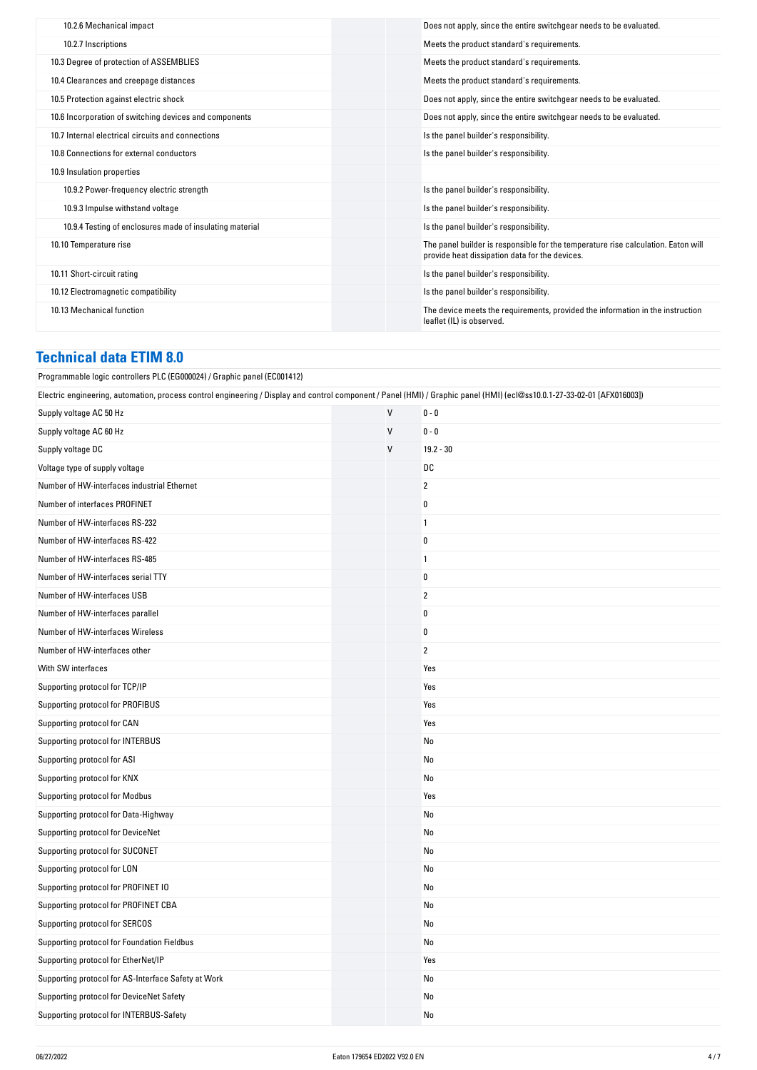| | | | |
|---|---|---|---|
| 10.2.6 Mechanical impact | | | Does not apply, since the entire switchgear needs to be evaluated. |
| 10.2.7 Inscriptions | | | Meets the product standard's requirements. |
| 10.3 Degree of protection of ASSEMBLIES | | | Meets the product standard's requirements. |
| 10.4 Clearances and creepage distances | | | Meets the product standard's requirements. |
| 10.5 Protection against electric shock | | | Does not apply, since the entire switchgear needs to be evaluated. |
| 10.6 Incorporation of switching devices and components | | | Does not apply, since the entire switchgear needs to be evaluated. |
| 10.7 Internal electrical circuits and connections | | | Is the panel builder's responsibility. |
| 10.8 Connections for external conductors | | | Is the panel builder's responsibility. |
| 10.9 Insulation properties | | | |
| 10.9.2 Power-frequency electric strength | | | Is the panel builder's responsibility. |
| 10.9.3 Impulse withstand voltage | | | Is the panel builder's responsibility. |
| 10.9.4 Testing of enclosures made of insulating material | | | Is the panel builder's responsibility. |
| 10.10 Temperature rise | | | The panel builder is responsible for the temperature rise calculation. Eaton will provide heat dissipation data for the devices. |
| 10.11 Short-circuit rating | | | Is the panel builder's responsibility. |
| 10.12 Electromagnetic compatibility | | | Is the panel builder's responsibility. |
| 10.13 Mechanical function | | | The device meets the requirements, provided the information in the instruction leaflet (IL) is observed. |

## Technical data ETIM 8.0

Programmable logic controllers PLC (EG000024) / Graphic panel (EC001412)

Electric engineering, automation, process control engineering / Display and control component / Panel (HMI) / Graphic panel (HMI) (ecl@ss10.0.1-27-33-02-01 [AFX016003])

| | | |
|---|---|---|
| Supply voltage AC 50 Hz | V | 0 - 0 |
| Supply voltage AC 60 Hz | V | 0 - 0 |
| Supply voltage DC | V | 19.2 - 30 |
| Voltage type of supply voltage | | DC |
| Number of HW-interfaces industrial Ethernet | | 2 |
| Number of interfaces PROFINET | | 0 |
| Number of HW-interfaces RS-232 | | 1 |
| Number of HW-interfaces RS-422 | | 0 |
| Number of HW-interfaces RS-485 | | 1 |
| Number of HW-interfaces serial TTY | | 0 |
| Number of HW-interfaces USB | | 2 |
| Number of HW-interfaces parallel | | 0 |
| Number of HW-interfaces Wireless | | 0 |
| Number of HW-interfaces other | | 2 |
| With SW interfaces | | Yes |
| Supporting protocol for TCP/IP | | Yes |
| Supporting protocol for PROFIBUS | | Yes |
| Supporting protocol for CAN | | Yes |
| Supporting protocol for INTERBUS | | No |
| Supporting protocol for ASI | | No |
| Supporting protocol for KNX | | No |
| Supporting protocol for Modbus | | Yes |
| Supporting protocol for Data-Highway | | No |
| Supporting protocol for DeviceNet | | No |
| Supporting protocol for SUCONET | | No |
| Supporting protocol for LON | | No |
| Supporting protocol for PROFINET IO | | No |
| Supporting protocol for PROFINET CBA | | No |
| Supporting protocol for SERCOS | | No |
| Supporting protocol for Foundation Fieldbus | | No |
| Supporting protocol for EtherNet/IP | | Yes |
| Supporting protocol for AS-Interface Safety at Work | | No |
| Supporting protocol for DeviceNet Safety | | No |
| Supporting protocol for INTERBUS-Safety | | No |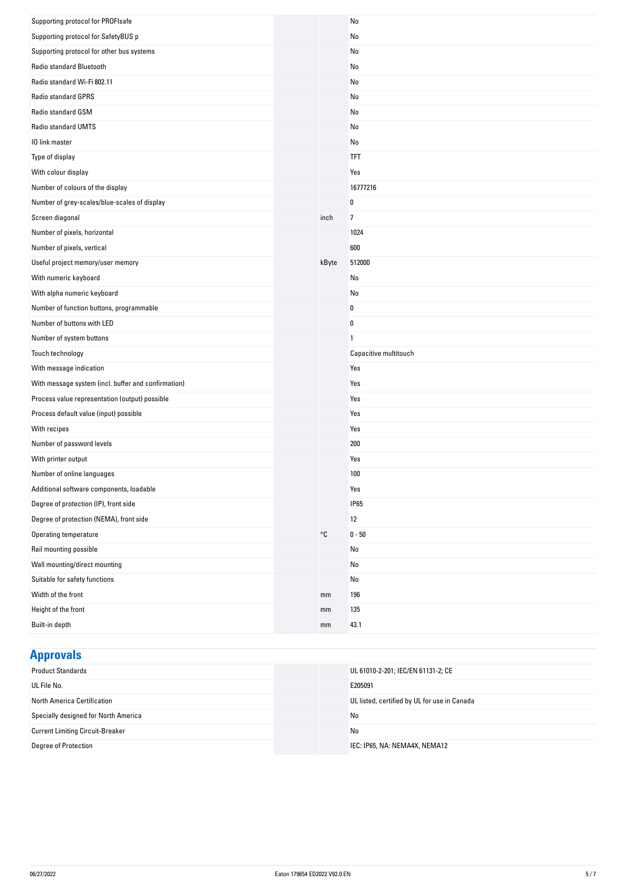| | | |
|---|---|---|
| Supporting protocol for PROFIsafe | | No |
| Supporting protocol for SafetyBUS p | | No |
| Supporting protocol for other bus systems | | No |
| Radio standard Bluetooth | | No |
| Radio standard Wi-Fi 802.11 | | No |
| Radio standard GPRS | | No |
| Radio standard GSM | | No |
| Radio standard UMTS | | No |
| IO link master | | No |
| Type of display | | TFT |
| With colour display | | Yes |
| Number of colours of the display | | 16777216 |
| Number of grey-scales/blue-scales of display | | 0 |
| Screen diagonal | inch | 7 |
| Number of pixels, horizontal | | 1024 |
| Number of pixels, vertical | | 600 |
| Useful project memory/user memory | kByte | 512000 |
| With numeric keyboard | | No |
| With alpha numeric keyboard | | No |
| Number of function buttons, programmable | | 0 |
| Number of buttons with LED | | 0 |
| Number of system buttons | | 1 |
| Touch technology | | Capacitive multitouch |
| With message indication | | Yes |
| With message system (incl. buffer and confirmation) | | Yes |
| Process value representation (output) possible | | Yes |
| Process default value (input) possible | | Yes |
| With recipes | | Yes |
| Number of password levels | | 200 |
| With printer output | | Yes |
| Number of online languages | | 100 |
| Additional software components, loadable | | Yes |
| Degree of protection (IP), front side | | IP65 |
| Degree of protection (NEMA), front side | | 12 |
| Operating temperature | °C | 0 - 50 |
| Rail mounting possible | | No |
| Wall mounting/direct mounting | | No |
| Suitable for safety functions | | No |
| Width of the front | mm | 196 |
| Height of the front | mm | 135 |
| Built-in depth | mm | 43.1 |

## Approvals

| | | |
|---|---|---|
| Product Standards | | UL 61010-2-201; IEC/EN 61131-2; CE |
| UL File No. | | E205091 |
| North America Certification | | UL listed, certified by UL for use in Canada |
| Specially designed for North America | | No |
| Current Limiting Circuit-Breaker | | No |
| Degree of Protection | | IEC: IP65, NA: NEMA4X, NEMA12 |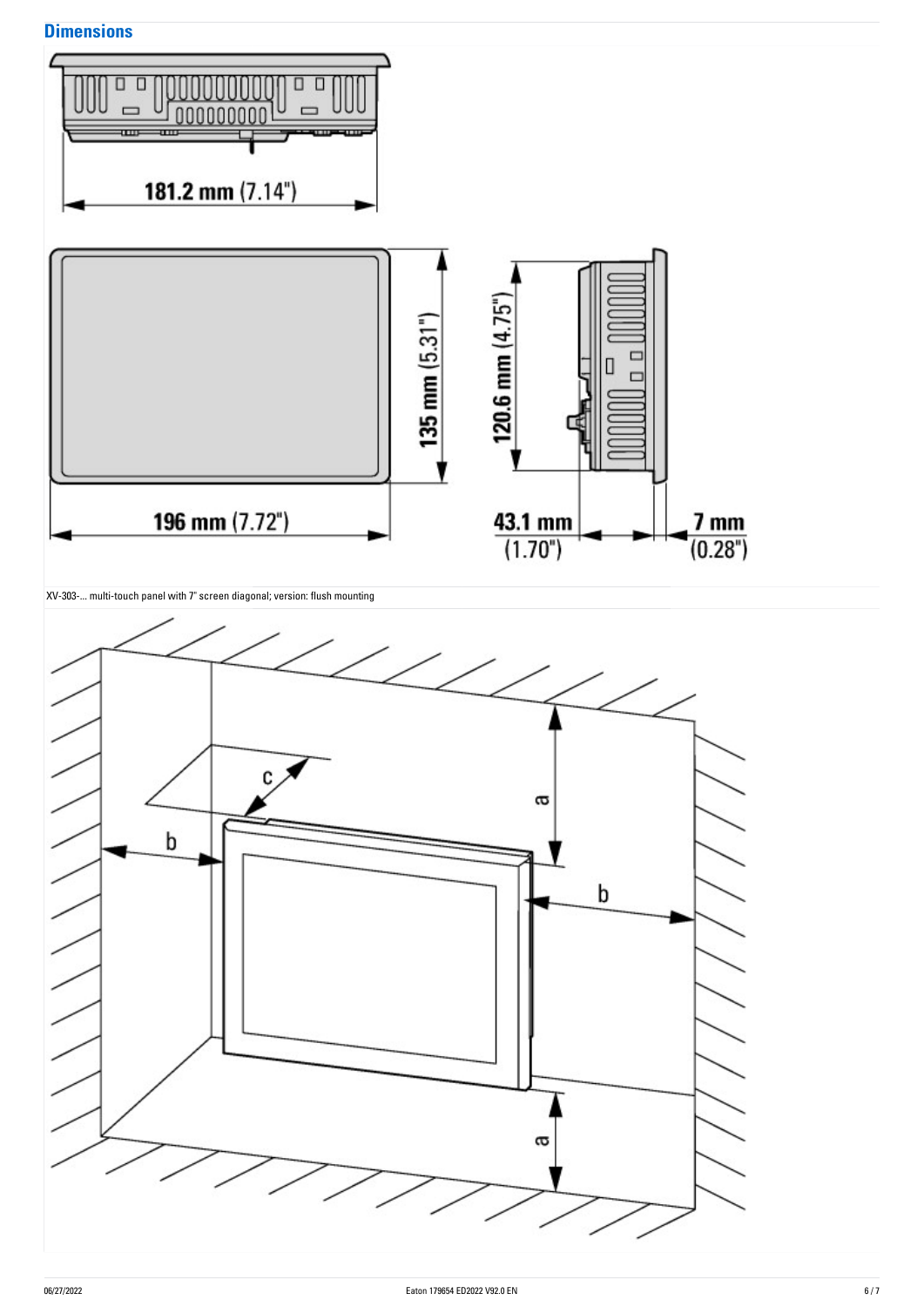## Dimensions

181.2 mm (7.14")

135 mm (5.31")

196 mm (7.72")

120.6 mm (4.75")

43.1 mm (1.70")

7 mm (0.28")

XV-303-... multi-touch panel with 7" screen diagonal; version: flush mounting

a

b

c

b

a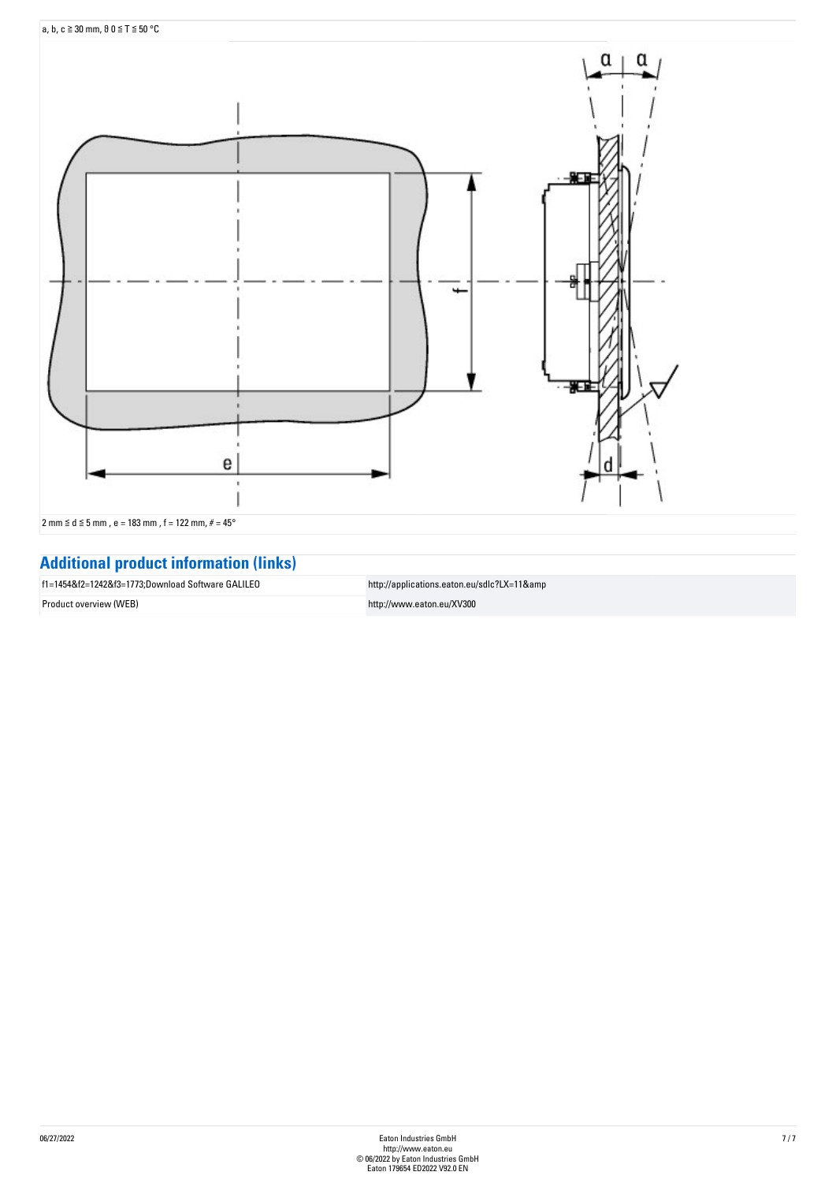a, b, c ≧ 30 mm, θ 0 ≦ T ≦ 50 °C

a
a
f
e
d

2 mm ≦ d ≦ 5 mm , e = 183 mm , f = 122 mm, # = 45°

## Additional product information (links)

| | |
|---|---|
| f1=1454&f2=1242&f3=1773;Download Software GALILEO | http://applications.eaton.eu/sdlc?LX=11&amp |
| Product overview (WEB) | http://www.eaton.eu/XV300 |